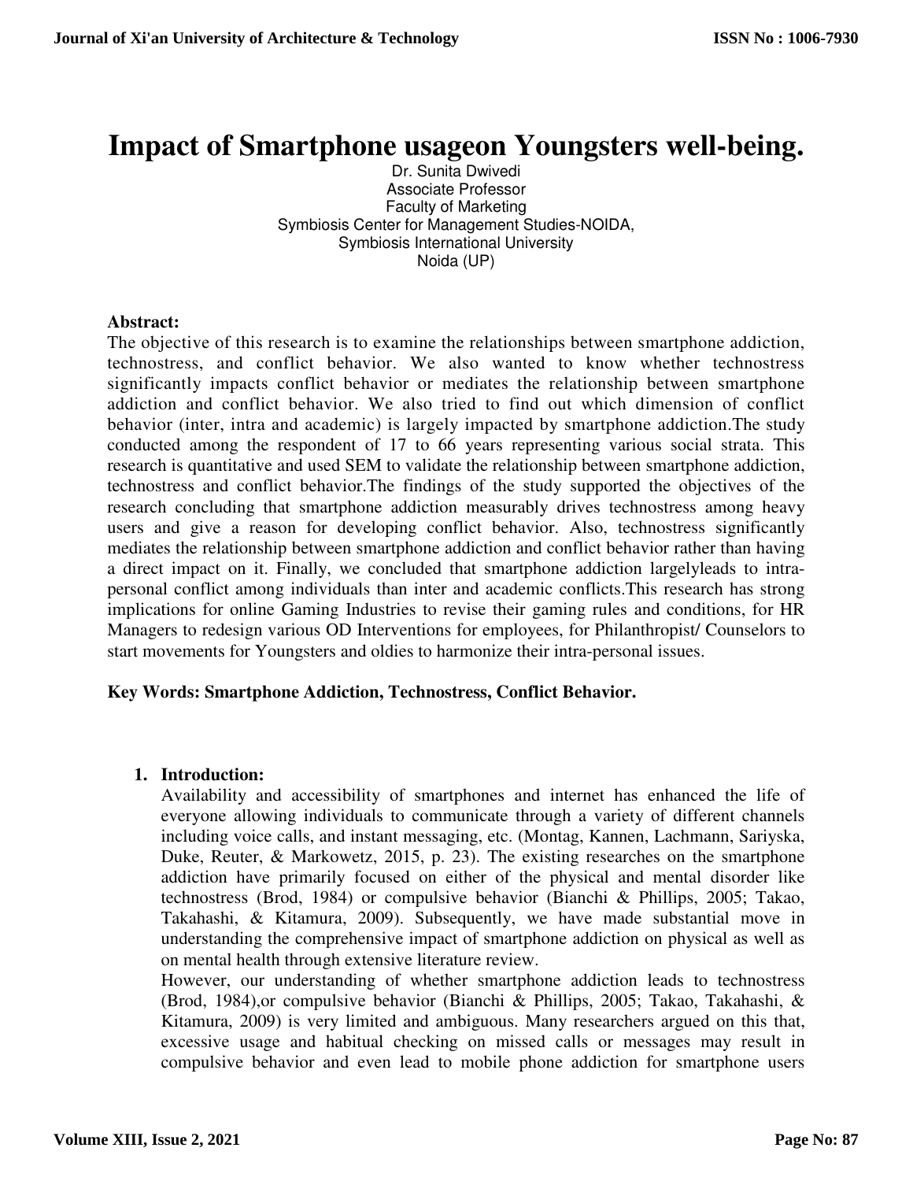# Impact of Smartphone usageon Youngsters well-being.

Dr. Sunita Dwivedi
Associate Professor
Faculty of Marketing
Symbiosis Center for Management Studies-NOIDA,
Symbiosis International University
Noida (UP)

**Abstract:**

The objective of this research is to examine the relationships between smartphone addiction, technostress, and conflict behavior. We also wanted to know whether technostress significantly impacts conflict behavior or mediates the relationship between smartphone addiction and conflict behavior. We also tried to find out which dimension of conflict behavior (inter, intra and academic) is largely impacted by smartphone addiction.The study conducted among the respondent of 17 to 66 years representing various social strata. This research is quantitative and used SEM to validate the relationship between smartphone addiction, technostress and conflict behavior.The findings of the study supported the objectives of the research concluding that smartphone addiction measurably drives technostress among heavy users and give a reason for developing conflict behavior. Also, technostress significantly mediates the relationship between smartphone addiction and conflict behavior rather than having a direct impact on it. Finally, we concluded that smartphone addiction largelyleads to intra-personal conflict among individuals than inter and academic conflicts.This research has strong implications for online Gaming Industries to revise their gaming rules and conditions, for HR Managers to redesign various OD Interventions for employees, for Philanthropist/ Counselors to start movements for Youngsters and oldies to harmonize their intra-personal issues.

**Key Words: Smartphone Addiction, Technostress, Conflict Behavior.**

## 1. Introduction:

Availability and accessibility of smartphones and internet has enhanced the life of everyone allowing individuals to communicate through a variety of different channels including voice calls, and instant messaging, etc. (Montag, Kannen, Lachmann, Sariyska, Duke, Reuter, & Markowetz, 2015, p. 23). The existing researches on the smartphone addiction have primarily focused on either of the physical and mental disorder like technostress (Brod, 1984) or compulsive behavior (Bianchi & Phillips, 2005; Takao, Takahashi, & Kitamura, 2009). Subsequently, we have made substantial move in understanding the comprehensive impact of smartphone addiction on physical as well as on mental health through extensive literature review.

However, our understanding of whether smartphone addiction leads to technostress (Brod, 1984),or compulsive behavior (Bianchi & Phillips, 2005; Takao, Takahashi, & Kitamura, 2009) is very limited and ambiguous. Many researchers argued on this that, excessive usage and habitual checking on missed calls or messages may result in compulsive behavior and even lead to mobile phone addiction for smartphone users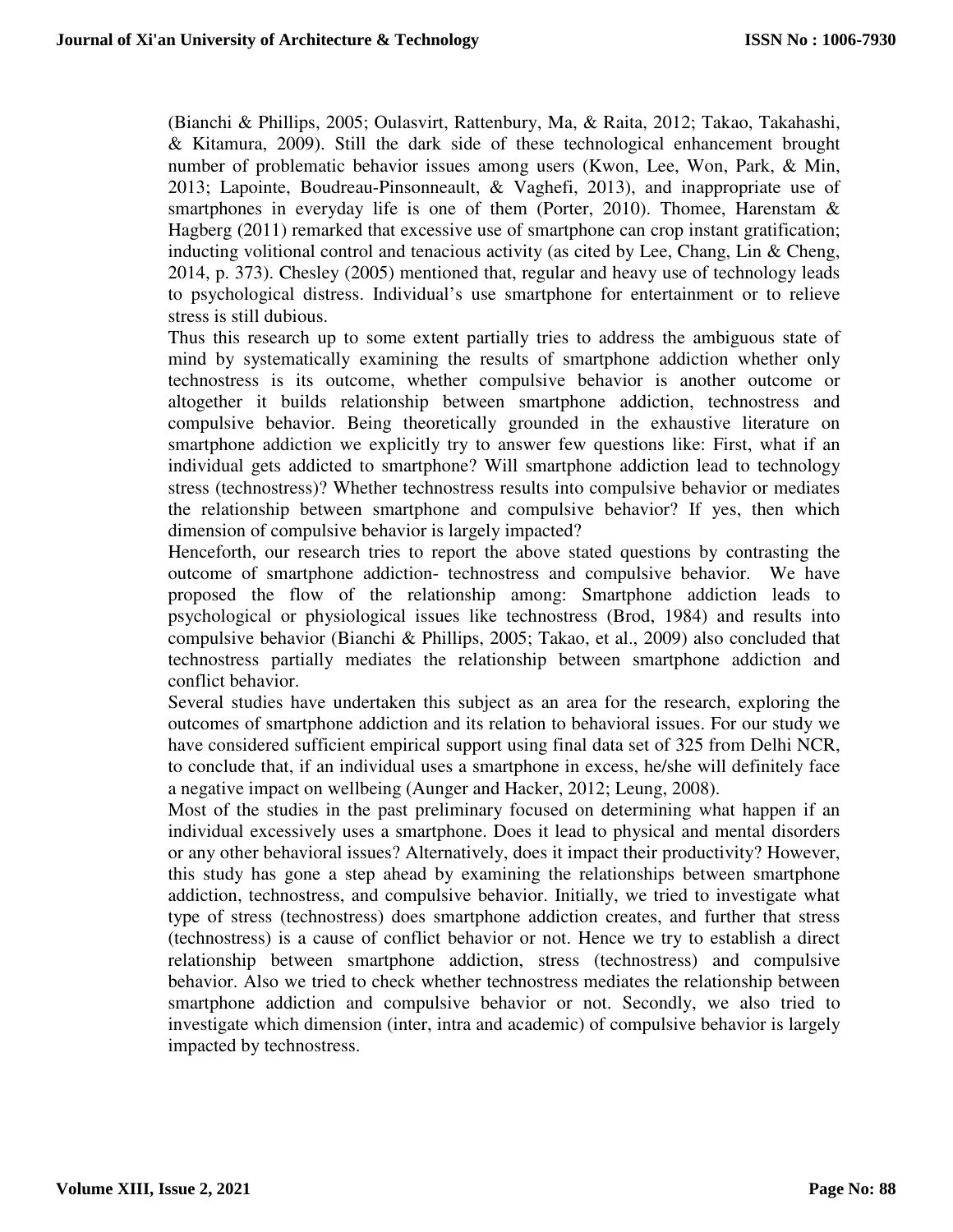(Bianchi & Phillips, 2005; Oulasvirt, Rattenbury, Ma, & Raita, 2012; Takao, Takahashi, & Kitamura, 2009). Still the dark side of these technological enhancement brought number of problematic behavior issues among users (Kwon, Lee, Won, Park, & Min, 2013; Lapointe, Boudreau-Pinsonneault, & Vaghefi, 2013), and inappropriate use of smartphones in everyday life is one of them (Porter, 2010). Thomee, Harenstam & Hagberg (2011) remarked that excessive use of smartphone can crop instant gratification; inducting volitional control and tenacious activity (as cited by Lee, Chang, Lin & Cheng, 2014, p. 373). Chesley (2005) mentioned that, regular and heavy use of technology leads to psychological distress. Individual's use smartphone for entertainment or to relieve stress is still dubious.

Thus this research up to some extent partially tries to address the ambiguous state of mind by systematically examining the results of smartphone addiction whether only technostress is its outcome, whether compulsive behavior is another outcome or altogether it builds relationship between smartphone addiction, technostress and compulsive behavior. Being theoretically grounded in the exhaustive literature on smartphone addiction we explicitly try to answer few questions like: First, what if an individual gets addicted to smartphone? Will smartphone addiction lead to technology stress (technostress)? Whether technostress results into compulsive behavior or mediates the relationship between smartphone and compulsive behavior? If yes, then which dimension of compulsive behavior is largely impacted?

Henceforth, our research tries to report the above stated questions by contrasting the outcome of smartphone addiction- technostress and compulsive behavior. We have proposed the flow of the relationship among: Smartphone addiction leads to psychological or physiological issues like technostress (Brod, 1984) and results into compulsive behavior (Bianchi & Phillips, 2005; Takao, et al., 2009) also concluded that technostress partially mediates the relationship between smartphone addiction and conflict behavior.

Several studies have undertaken this subject as an area for the research, exploring the outcomes of smartphone addiction and its relation to behavioral issues. For our study we have considered sufficient empirical support using final data set of 325 from Delhi NCR, to conclude that, if an individual uses a smartphone in excess, he/she will definitely face a negative impact on wellbeing (Aunger and Hacker, 2012; Leung, 2008).

Most of the studies in the past preliminary focused on determining what happen if an individual excessively uses a smartphone. Does it lead to physical and mental disorders or any other behavioral issues? Alternatively, does it impact their productivity? However, this study has gone a step ahead by examining the relationships between smartphone addiction, technostress, and compulsive behavior. Initially, we tried to investigate what type of stress (technostress) does smartphone addiction creates, and further that stress (technostress) is a cause of conflict behavior or not. Hence we try to establish a direct relationship between smartphone addiction, stress (technostress) and compulsive behavior. Also we tried to check whether technostress mediates the relationship between smartphone addiction and compulsive behavior or not. Secondly, we also tried to investigate which dimension (inter, intra and academic) of compulsive behavior is largely impacted by technostress.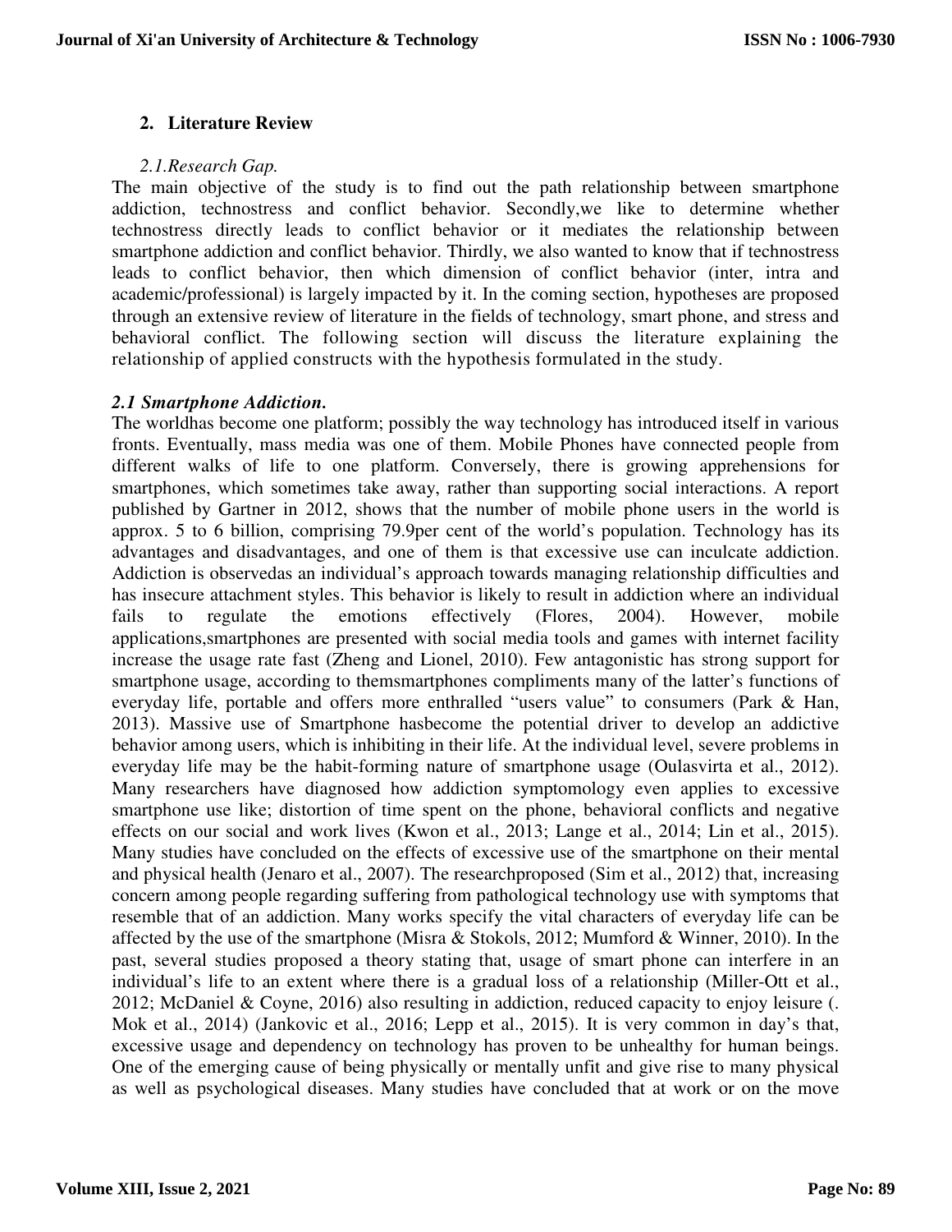## 2. Literature Review

### *2.1.Research Gap.*

The main objective of the study is to find out the path relationship between smartphone addiction, technostress and conflict behavior. Secondly,we like to determine whether technostress directly leads to conflict behavior or it mediates the relationship between smartphone addiction and conflict behavior. Thirdly, we also wanted to know that if technostress leads to conflict behavior, then which dimension of conflict behavior (inter, intra and academic/professional) is largely impacted by it. In the coming section, hypotheses are proposed through an extensive review of literature in the fields of technology, smart phone, and stress and behavioral conflict. The following section will discuss the literature explaining the relationship of applied constructs with the hypothesis formulated in the study.

### *2.1 Smartphone Addiction.*

The worldhas become one platform; possibly the way technology has introduced itself in various fronts. Eventually, mass media was one of them. Mobile Phones have connected people from different walks of life to one platform. Conversely, there is growing apprehensions for smartphones, which sometimes take away, rather than supporting social interactions. A report published by Gartner in 2012, shows that the number of mobile phone users in the world is approx. 5 to 6 billion, comprising 79.9per cent of the world's population. Technology has its advantages and disadvantages, and one of them is that excessive use can inculcate addiction. Addiction is observedas an individual's approach towards managing relationship difficulties and has insecure attachment styles. This behavior is likely to result in addiction where an individual fails to regulate the emotions effectively (Flores, 2004). However, mobile applications,smartphones are presented with social media tools and games with internet facility increase the usage rate fast (Zheng and Lionel, 2010). Few antagonistic has strong support for smartphone usage, according to themsmartphones compliments many of the latter's functions of everyday life, portable and offers more enthralled "users value" to consumers (Park & Han, 2013). Massive use of Smartphone hasbecome the potential driver to develop an addictive behavior among users, which is inhibiting in their life. At the individual level, severe problems in everyday life may be the habit-forming nature of smartphone usage (Oulasvirta et al., 2012). Many researchers have diagnosed how addiction symptomology even applies to excessive smartphone use like; distortion of time spent on the phone, behavioral conflicts and negative effects on our social and work lives (Kwon et al., 2013; Lange et al., 2014; Lin et al., 2015). Many studies have concluded on the effects of excessive use of the smartphone on their mental and physical health (Jenaro et al., 2007). The researchproposed (Sim et al., 2012) that, increasing concern among people regarding suffering from pathological technology use with symptoms that resemble that of an addiction. Many works specify the vital characters of everyday life can be affected by the use of the smartphone (Misra & Stokols, 2012; Mumford & Winner, 2010). In the past, several studies proposed a theory stating that, usage of smart phone can interfere in an individual's life to an extent where there is a gradual loss of a relationship (Miller-Ott et al., 2012; McDaniel & Coyne, 2016) also resulting in addiction, reduced capacity to enjoy leisure (. Mok et al., 2014) (Jankovic et al., 2016; Lepp et al., 2015). It is very common in day's that, excessive usage and dependency on technology has proven to be unhealthy for human beings. One of the emerging cause of being physically or mentally unfit and give rise to many physical as well as psychological diseases. Many studies have concluded that at work or on the move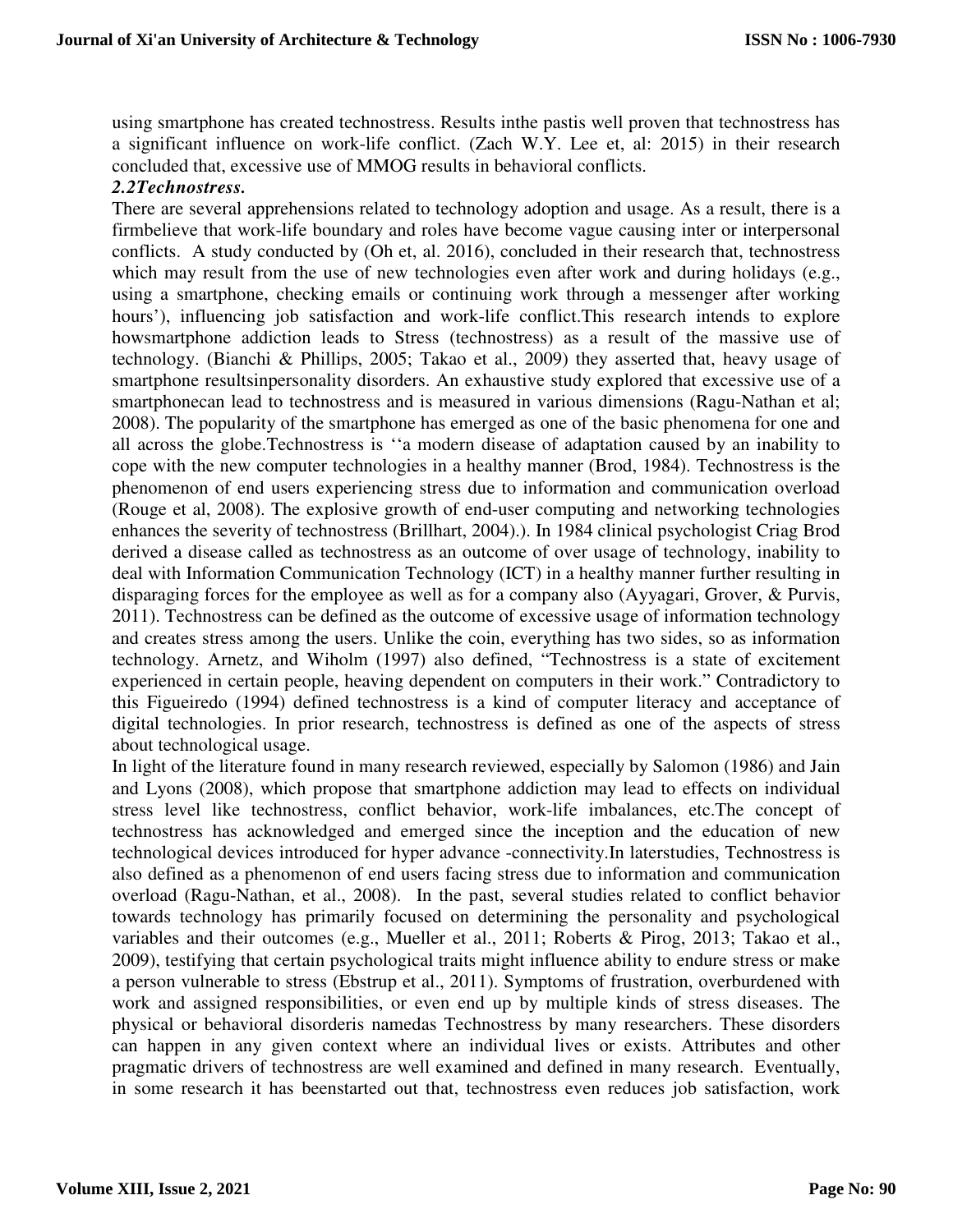using smartphone has created technostress. Results inthe pastis well proven that technostress has a significant influence on work-life conflict. (Zach W.Y. Lee et, al: 2015) in their research concluded that, excessive use of MMOG results in behavioral conflicts.

### *2.2Technostress.*

There are several apprehensions related to technology adoption and usage. As a result, there is a firmbelieve that work-life boundary and roles have become vague causing inter or interpersonal conflicts. A study conducted by (Oh et, al. 2016), concluded in their research that, technostress which may result from the use of new technologies even after work and during holidays (e.g., using a smartphone, checking emails or continuing work through a messenger after working hours'), influencing job satisfaction and work-life conflict.This research intends to explore howsmartphone addiction leads to Stress (technostress) as a result of the massive use of technology. (Bianchi & Phillips, 2005; Takao et al., 2009) they asserted that, heavy usage of smartphone resultsinpersonality disorders. An exhaustive study explored that excessive use of a smartphonecan lead to technostress and is measured in various dimensions (Ragu-Nathan et al; 2008). The popularity of the smartphone has emerged as one of the basic phenomena for one and all across the globe.Technostress is ''a modern disease of adaptation caused by an inability to cope with the new computer technologies in a healthy manner (Brod, 1984). Technostress is the phenomenon of end users experiencing stress due to information and communication overload (Rouge et al, 2008). The explosive growth of end-user computing and networking technologies enhances the severity of technostress (Brillhart, 2004).). In 1984 clinical psychologist Criag Brod derived a disease called as technostress as an outcome of over usage of technology, inability to deal with Information Communication Technology (ICT) in a healthy manner further resulting in disparaging forces for the employee as well as for a company also (Ayyagari, Grover, & Purvis, 2011). Technostress can be defined as the outcome of excessive usage of information technology and creates stress among the users. Unlike the coin, everything has two sides, so as information technology. Arnetz, and Wiholm (1997) also defined, "Technostress is a state of excitement experienced in certain people, heaving dependent on computers in their work." Contradictory to this Figueiredo (1994) defined technostress is a kind of computer literacy and acceptance of digital technologies. In prior research, technostress is defined as one of the aspects of stress about technological usage.

In light of the literature found in many research reviewed, especially by Salomon (1986) and Jain and Lyons (2008), which propose that smartphone addiction may lead to effects on individual stress level like technostress, conflict behavior, work-life imbalances, etc.The concept of technostress has acknowledged and emerged since the inception and the education of new technological devices introduced for hyper advance -connectivity.In laterstudies, Technostress is also defined as a phenomenon of end users facing stress due to information and communication overload (Ragu-Nathan, et al., 2008). In the past, several studies related to conflict behavior towards technology has primarily focused on determining the personality and psychological variables and their outcomes (e.g., Mueller et al., 2011; Roberts & Pirog, 2013; Takao et al., 2009), testifying that certain psychological traits might influence ability to endure stress or make a person vulnerable to stress (Ebstrup et al., 2011). Symptoms of frustration, overburdened with work and assigned responsibilities, or even end up by multiple kinds of stress diseases. The physical or behavioral disorderis namedas Technostress by many researchers. These disorders can happen in any given context where an individual lives or exists. Attributes and other pragmatic drivers of technostress are well examined and defined in many research. Eventually, in some research it has beenstarted out that, technostress even reduces job satisfaction, work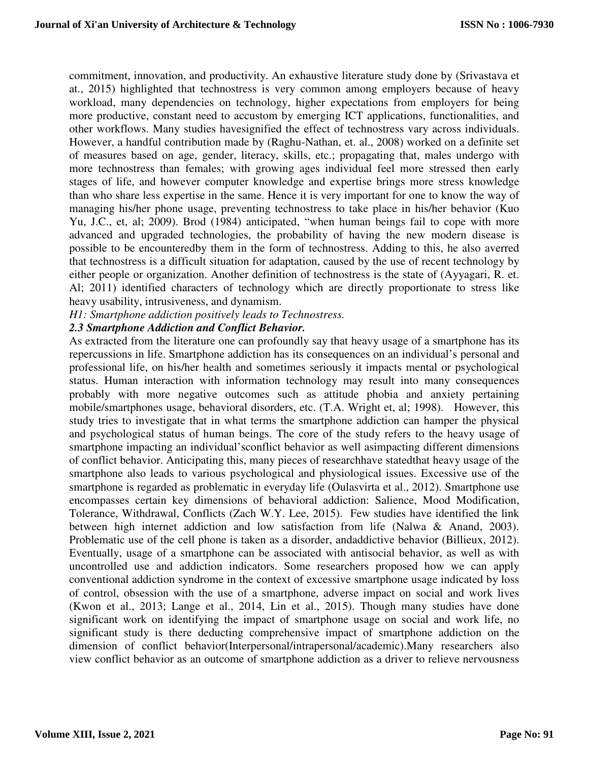commitment, innovation, and productivity. An exhaustive literature study done by (Srivastava et at., 2015) highlighted that technostress is very common among employers because of heavy workload, many dependencies on technology, higher expectations from employers for being more productive, constant need to accustom by emerging ICT applications, functionalities, and other workflows. Many studies havesignified the effect of technostress vary across individuals. However, a handful contribution made by (Raghu-Nathan, et. al., 2008) worked on a definite set of measures based on age, gender, literacy, skills, etc.; propagating that, males undergo with more technostress than females; with growing ages individual feel more stressed then early stages of life, and however computer knowledge and expertise brings more stress knowledge than who share less expertise in the same. Hence it is very important for one to know the way of managing his/her phone usage, preventing technostress to take place in his/her behavior (Kuo Yu, J.C., et, al; 2009). Brod (1984) anticipated, "when human beings fail to cope with more advanced and upgraded technologies, the probability of having the new modern disease is possible to be encounteredby them in the form of technostress. Adding to this, he also averred that technostress is a difficult situation for adaptation, caused by the use of recent technology by either people or organization. Another definition of technostress is the state of (Ayyagari, R. et. Al; 2011) identified characters of technology which are directly proportionate to stress like heavy usability, intrusiveness, and dynamism.

*H1: Smartphone addiction positively leads to Technostress.*

### *2.3 Smartphone Addiction and Conflict Behavior.*

As extracted from the literature one can profoundly say that heavy usage of a smartphone has its repercussions in life. Smartphone addiction has its consequences on an individual's personal and professional life, on his/her health and sometimes seriously it impacts mental or psychological status. Human interaction with information technology may result into many consequences probably with more negative outcomes such as attitude phobia and anxiety pertaining mobile/smartphones usage, behavioral disorders, etc. (T.A. Wright et, al; 1998). However, this study tries to investigate that in what terms the smartphone addiction can hamper the physical and psychological status of human beings. The core of the study refers to the heavy usage of smartphone impacting an individual'sconflict behavior as well asimpacting different dimensions of conflict behavior. Anticipating this, many pieces of researchhave statedthat heavy usage of the smartphone also leads to various psychological and physiological issues. Excessive use of the smartphone is regarded as problematic in everyday life (Oulasvirta et al., 2012). Smartphone use encompasses certain key dimensions of behavioral addiction: Salience, Mood Modification, Tolerance, Withdrawal, Conflicts (Zach W.Y. Lee, 2015). Few studies have identified the link between high internet addiction and low satisfaction from life (Nalwa & Anand, 2003). Problematic use of the cell phone is taken as a disorder, andaddictive behavior (Billieux, 2012). Eventually, usage of a smartphone can be associated with antisocial behavior, as well as with uncontrolled use and addiction indicators. Some researchers proposed how we can apply conventional addiction syndrome in the context of excessive smartphone usage indicated by loss of control, obsession with the use of a smartphone, adverse impact on social and work lives (Kwon et al., 2013; Lange et al., 2014, Lin et al., 2015). Though many studies have done significant work on identifying the impact of smartphone usage on social and work life, no significant study is there deducting comprehensive impact of smartphone addiction on the dimension of conflict behavior(Interpersonal/intrapersonal/academic).Many researchers also view conflict behavior as an outcome of smartphone addiction as a driver to relieve nervousness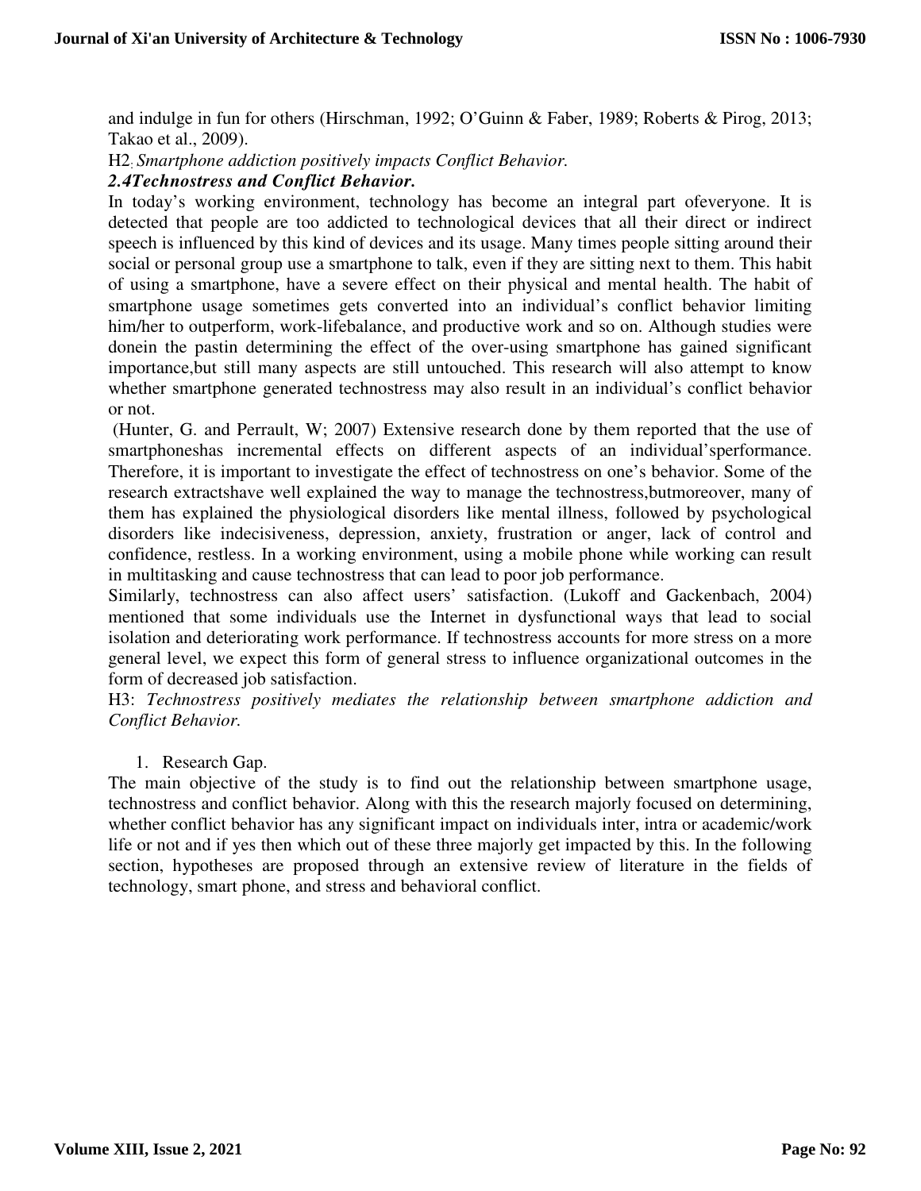and indulge in fun for others (Hirschman, 1992; O'Guinn & Faber, 1989; Roberts & Pirog, 2013; Takao et al., 2009).

H2: *Smartphone addiction positively impacts Conflict Behavior.*

### *2.4Technostress and Conflict Behavior.*

In today's working environment, technology has become an integral part ofeveryone. It is detected that people are too addicted to technological devices that all their direct or indirect speech is influenced by this kind of devices and its usage. Many times people sitting around their social or personal group use a smartphone to talk, even if they are sitting next to them. This habit of using a smartphone, have a severe effect on their physical and mental health. The habit of smartphone usage sometimes gets converted into an individual's conflict behavior limiting him/her to outperform, work-lifebalance, and productive work and so on. Although studies were donein the pastin determining the effect of the over-using smartphone has gained significant importance,but still many aspects are still untouched. This research will also attempt to know whether smartphone generated technostress may also result in an individual's conflict behavior or not.

(Hunter, G. and Perrault, W; 2007) Extensive research done by them reported that the use of smartphoneshas incremental effects on different aspects of an individual'sperformance. Therefore, it is important to investigate the effect of technostress on one's behavior. Some of the research extractshave well explained the way to manage the technostress,butmoreover, many of them has explained the physiological disorders like mental illness, followed by psychological disorders like indecisiveness, depression, anxiety, frustration or anger, lack of control and confidence, restless. In a working environment, using a mobile phone while working can result in multitasking and cause technostress that can lead to poor job performance.

Similarly, technostress can also affect users' satisfaction. (Lukoff and Gackenbach, 2004) mentioned that some individuals use the Internet in dysfunctional ways that lead to social isolation and deteriorating work performance. If technostress accounts for more stress on a more general level, we expect this form of general stress to influence organizational outcomes in the form of decreased job satisfaction.

H3: *Technostress positively mediates the relationship between smartphone addiction and Conflict Behavior.*

1. Research Gap.

The main objective of the study is to find out the relationship between smartphone usage, technostress and conflict behavior. Along with this the research majorly focused on determining, whether conflict behavior has any significant impact on individuals inter, intra or academic/work life or not and if yes then which out of these three majorly get impacted by this. In the following section, hypotheses are proposed through an extensive review of literature in the fields of technology, smart phone, and stress and behavioral conflict.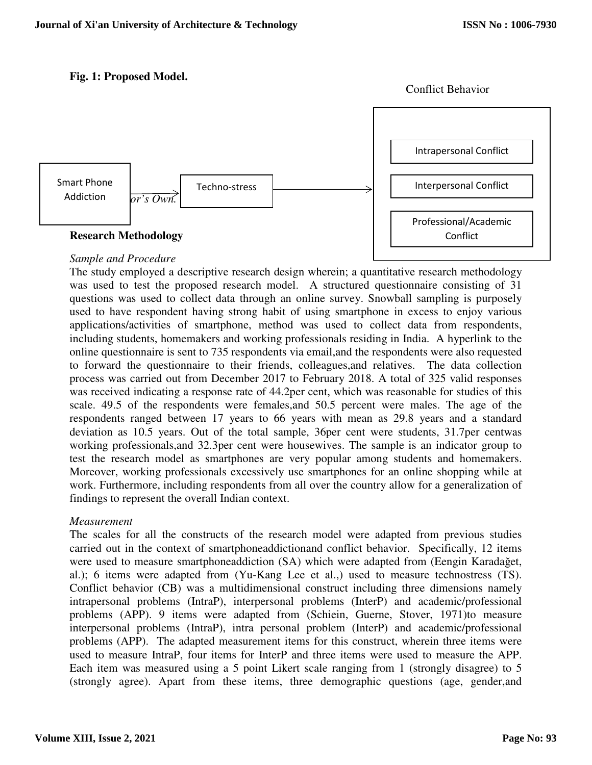**Fig. 1: Proposed Model.**

Smart Phone Addiction → Techno-stress → Conflict Behavior (Intrapersonal Conflict; Interpersonal Conflict; Professional/Academic Conflict)

*or's Own.*

## Research Methodology

### *Sample and Procedure*

The study employed a descriptive research design wherein; a quantitative research methodology was used to test the proposed research model. A structured questionnaire consisting of 31 questions was used to collect data through an online survey. Snowball sampling is purposely used to have respondent having strong habit of using smartphone in excess to enjoy various applications/activities of smartphone, method was used to collect data from respondents, including students, homemakers and working professionals residing in India. A hyperlink to the online questionnaire is sent to 735 respondents via email,and the respondents were also requested to forward the questionnaire to their friends, colleagues,and relatives. The data collection process was carried out from December 2017 to February 2018. A total of 325 valid responses was received indicating a response rate of 44.2per cent, which was reasonable for studies of this scale. 49.5 of the respondents were females,and 50.5 percent were males. The age of the respondents ranged between 17 years to 66 years with mean as 29.8 years and a standard deviation as 10.5 years. Out of the total sample, 36per cent were students, 31.7per centwas working professionals,and 32.3per cent were housewives. The sample is an indicator group to test the research model as smartphones are very popular among students and homemakers. Moreover, working professionals excessively use smartphones for an online shopping while at work. Furthermore, including respondents from all over the country allow for a generalization of findings to represent the overall Indian context.

### *Measurement*

The scales for all the constructs of the research model were adapted from previous studies carried out in the context of smartphoneaddictionand conflict behavior. Specifically, 12 items were used to measure smartphoneaddiction (SA) which were adapted from (Eengin Karadağet, al.); 6 items were adapted from (Yu-Kang Lee et al.,) used to measure technostress (TS). Conflict behavior (CB) was a multidimensional construct including three dimensions namely intrapersonal problems (IntraP), interpersonal problems (InterP) and academic/professional problems (APP). 9 items were adapted from (Schiein, Guerne, Stover, 1971)to measure interpersonal problems (IntraP), intra personal problem (InterP) and academic/professional problems (APP). The adapted measurement items for this construct, wherein three items were used to measure IntraP, four items for InterP and three items were used to measure the APP. Each item was measured using a 5 point Likert scale ranging from 1 (strongly disagree) to 5 (strongly agree). Apart from these items, three demographic questions (age, gender,and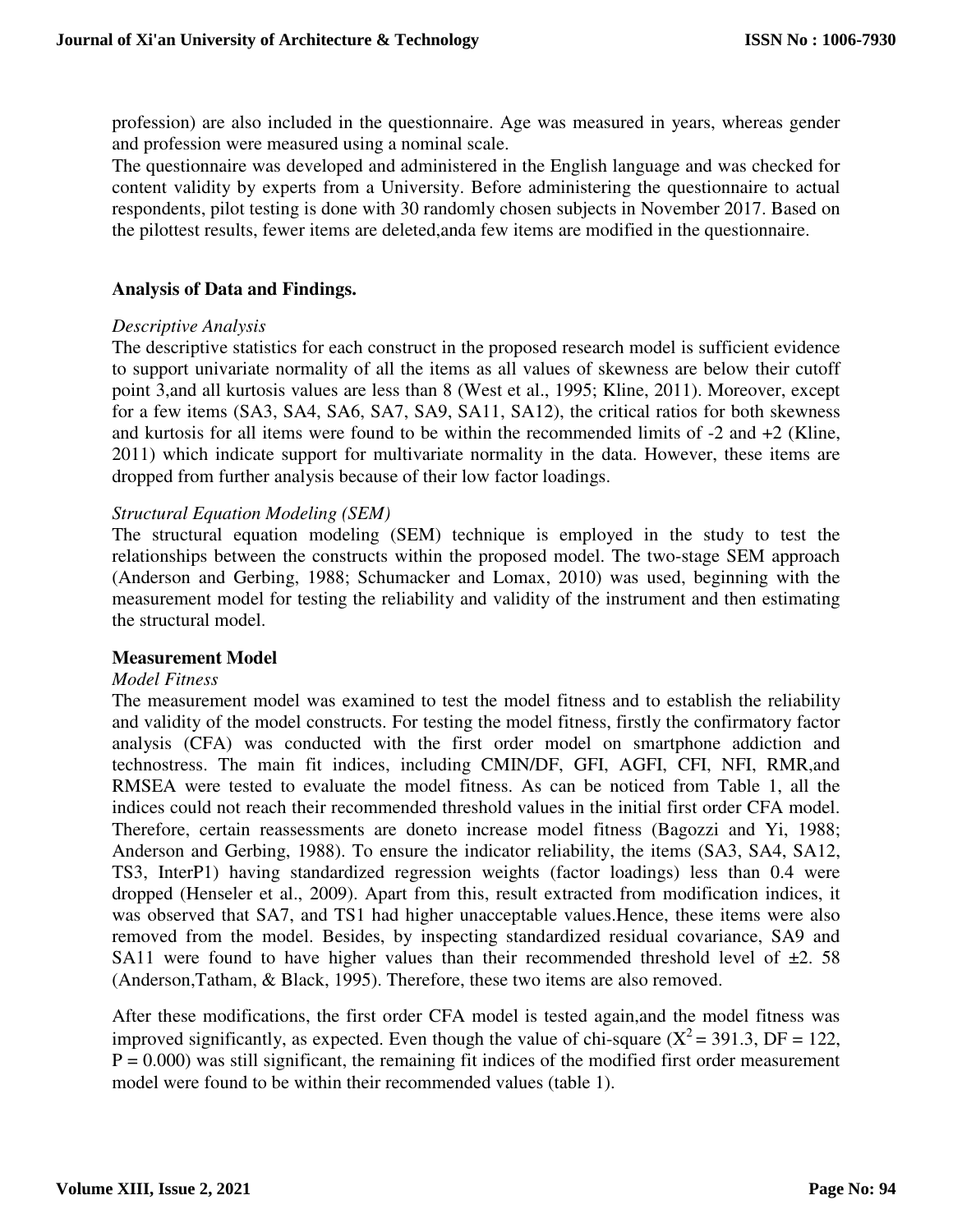profession) are also included in the questionnaire. Age was measured in years, whereas gender and profession were measured using a nominal scale.

The questionnaire was developed and administered in the English language and was checked for content validity by experts from a University. Before administering the questionnaire to actual respondents, pilot testing is done with 30 randomly chosen subjects in November 2017. Based on the pilottest results, fewer items are deleted,anda few items are modified in the questionnaire.

## Analysis of Data and Findings.

*Descriptive Analysis*

The descriptive statistics for each construct in the proposed research model is sufficient evidence to support univariate normality of all the items as all values of skewness are below their cutoff point 3,and all kurtosis values are less than 8 (West et al., 1995; Kline, 2011). Moreover, except for a few items (SA3, SA4, SA6, SA7, SA9, SA11, SA12), the critical ratios for both skewness and kurtosis for all items were found to be within the recommended limits of -2 and +2 (Kline, 2011) which indicate support for multivariate normality in the data. However, these items are dropped from further analysis because of their low factor loadings.

*Structural Equation Modeling (SEM)*

The structural equation modeling (SEM) technique is employed in the study to test the relationships between the constructs within the proposed model. The two-stage SEM approach (Anderson and Gerbing, 1988; Schumacker and Lomax, 2010) was used, beginning with the measurement model for testing the reliability and validity of the instrument and then estimating the structural model.

### Measurement Model

*Model Fitness*

The measurement model was examined to test the model fitness and to establish the reliability and validity of the model constructs. For testing the model fitness, firstly the confirmatory factor analysis (CFA) was conducted with the first order model on smartphone addiction and technostress. The main fit indices, including CMIN/DF, GFI, AGFI, CFI, NFI, RMR,and RMSEA were tested to evaluate the model fitness. As can be noticed from Table 1, all the indices could not reach their recommended threshold values in the initial first order CFA model. Therefore, certain reassessments are doneto increase model fitness (Bagozzi and Yi, 1988; Anderson and Gerbing, 1988). To ensure the indicator reliability, the items (SA3, SA4, SA12, TS3, InterP1) having standardized regression weights (factor loadings) less than 0.4 were dropped (Henseler et al., 2009). Apart from this, result extracted from modification indices, it was observed that SA7, and TS1 had higher unacceptable values.Hence, these items were also removed from the model. Besides, by inspecting standardized residual covariance, SA9 and SA11 were found to have higher values than their recommended threshold level of ±2. 58 (Anderson,Tatham, & Black, 1995). Therefore, these two items are also removed.

After these modifications, the first order CFA model is tested again,and the model fitness was improved significantly, as expected. Even though the value of chi-square ($X^2 = 391.3$, DF = 122, P = 0.000) was still significant, the remaining fit indices of the modified first order measurement model were found to be within their recommended values (table 1).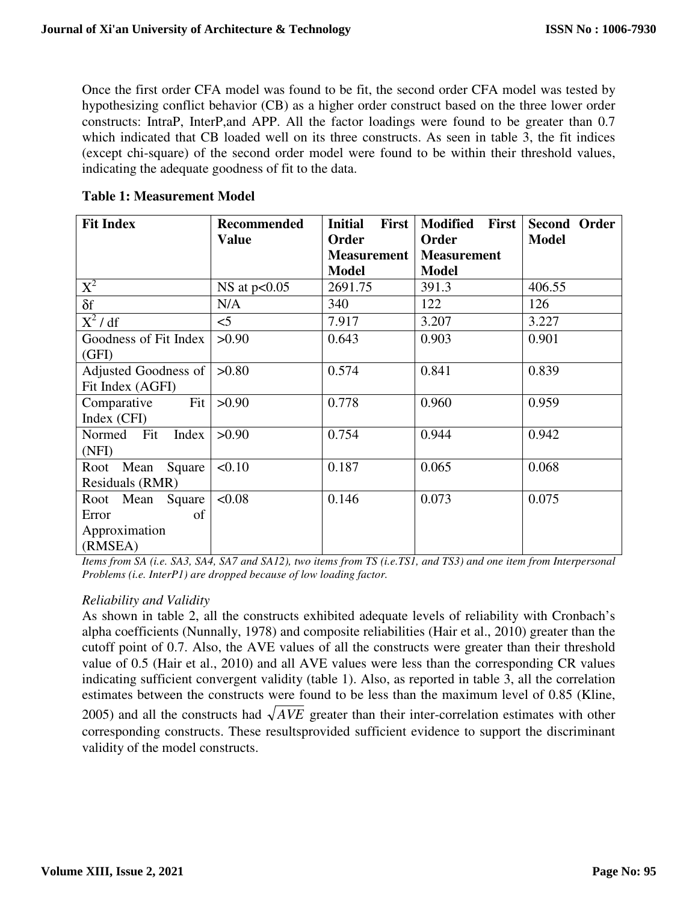Once the first order CFA model was found to be fit, the second order CFA model was tested by hypothesizing conflict behavior (CB) as a higher order construct based on the three lower order constructs: IntraP, InterP,and APP. All the factor loadings were found to be greater than 0.7 which indicated that CB loaded well on its three constructs. As seen in table 3, the fit indices (except chi-square) of the second order model were found to be within their threshold values, indicating the adequate goodness of fit to the data.

**Table 1: Measurement Model**

| **Fit Index** | **Recommended Value** | **Initial First Order Measurement Model** | **Modified First Order Measurement Model** | **Second Order Model** |
|---|---|---|---|---|
| $X^2$ | NS at p<0.05 | 2691.75 | 391.3 | 406.55 |
| δf | N/A | 340 | 122 | 126 |
| $X^2$ / df | <5 | 7.917 | 3.207 | 3.227 |
| Goodness of Fit Index (GFI) | >0.90 | 0.643 | 0.903 | 0.901 |
| Adjusted Goodness of Fit Index (AGFI) | >0.80 | 0.574 | 0.841 | 0.839 |
| Comparative Fit Index (CFI) | >0.90 | 0.778 | 0.960 | 0.959 |
| Normed Fit Index (NFI) | >0.90 | 0.754 | 0.944 | 0.942 |
| Root Mean Square Residuals (RMR) | <0.10 | 0.187 | 0.065 | 0.068 |
| Root Mean Square Error of Approximation (RMSEA) | <0.08 | 0.146 | 0.073 | 0.075 |

*Items from SA (i.e. SA3, SA4, SA7 and SA12), two items from TS (i.e.TS1, and TS3) and one item from Interpersonal Problems (i.e. InterP1) are dropped because of low loading factor.*

*Reliability and Validity*

As shown in table 2, all the constructs exhibited adequate levels of reliability with Cronbach's alpha coefficients (Nunnally, 1978) and composite reliabilities (Hair et al., 2010) greater than the cutoff point of 0.7. Also, the AVE values of all the constructs were greater than their threshold value of 0.5 (Hair et al., 2010) and all AVE values were less than the corresponding CR values indicating sufficient convergent validity (table 1). Also, as reported in table 3, all the correlation estimates between the constructs were found to be less than the maximum level of 0.85 (Kline, 2005) and all the constructs had $\sqrt{AVE}$ greater than their inter-correlation estimates with other corresponding constructs. These resultsprovided sufficient evidence to support the discriminant validity of the model constructs.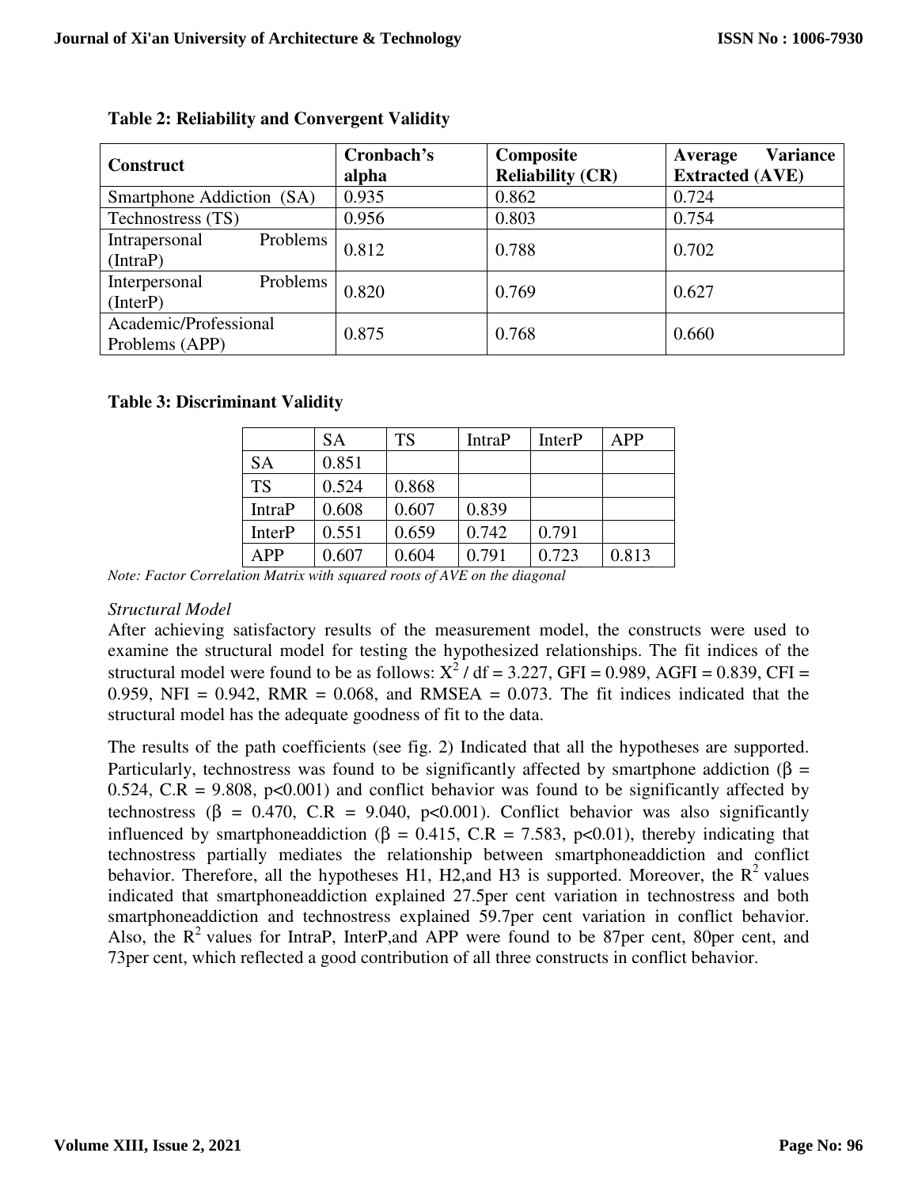**Table 2: Reliability and Convergent Validity**

| Construct | Cronbach's alpha | Composite Reliability (CR) | Average Variance Extracted (AVE) |
|---|---|---|---|
| Smartphone Addiction (SA) | 0.935 | 0.862 | 0.724 |
| Technostress (TS) | 0.956 | 0.803 | 0.754 |
| Intrapersonal Problems (IntraP) | 0.812 | 0.788 | 0.702 |
| Interpersonal Problems (InterP) | 0.820 | 0.769 | 0.627 |
| Academic/Professional Problems (APP) | 0.875 | 0.768 | 0.660 |

**Table 3: Discriminant Validity**

| | SA | TS | IntraP | InterP | APP |
|---|---|---|---|---|---|
| SA | 0.851 | | | | |
| TS | 0.524 | 0.868 | | | |
| IntraP | 0.608 | 0.607 | 0.839 | | |
| InterP | 0.551 | 0.659 | 0.742 | 0.791 | |
| APP | 0.607 | 0.604 | 0.791 | 0.723 | 0.813 |

*Note: Factor Correlation Matrix with squared roots of AVE on the diagonal*

*Structural Model*

After achieving satisfactory results of the measurement model, the constructs were used to examine the structural model for testing the hypothesized relationships. The fit indices of the structural model were found to be as follows: $X^2$ / df = 3.227, GFI = 0.989, AGFI = 0.839, CFI = 0.959, NFI = 0.942, RMR = 0.068, and RMSEA = 0.073. The fit indices indicated that the structural model has the adequate goodness of fit to the data.

The results of the path coefficients (see fig. 2) Indicated that all the hypotheses are supported. Particularly, technostress was found to be significantly affected by smartphone addiction ($\beta$ = 0.524, C.R = 9.808, $p<0.001$) and conflict behavior was found to be significantly affected by technostress ($\beta$ = 0.470, C.R = 9.040, $p<0.001$). Conflict behavior was also significantly influenced by smartphoneaddiction ($\beta$ = 0.415, C.R = 7.583, $p<0.01$), thereby indicating that technostress partially mediates the relationship between smartphoneaddiction and conflict behavior. Therefore, all the hypotheses H1, H2,and H3 is supported. Moreover, the $R^2$ values indicated that smartphoneaddiction explained 27.5per cent variation in technostress and both smartphoneaddiction and technostress explained 59.7per cent variation in conflict behavior. Also, the $R^2$ values for IntraP, InterP,and APP were found to be 87per cent, 80per cent, and 73per cent, which reflected a good contribution of all three constructs in conflict behavior.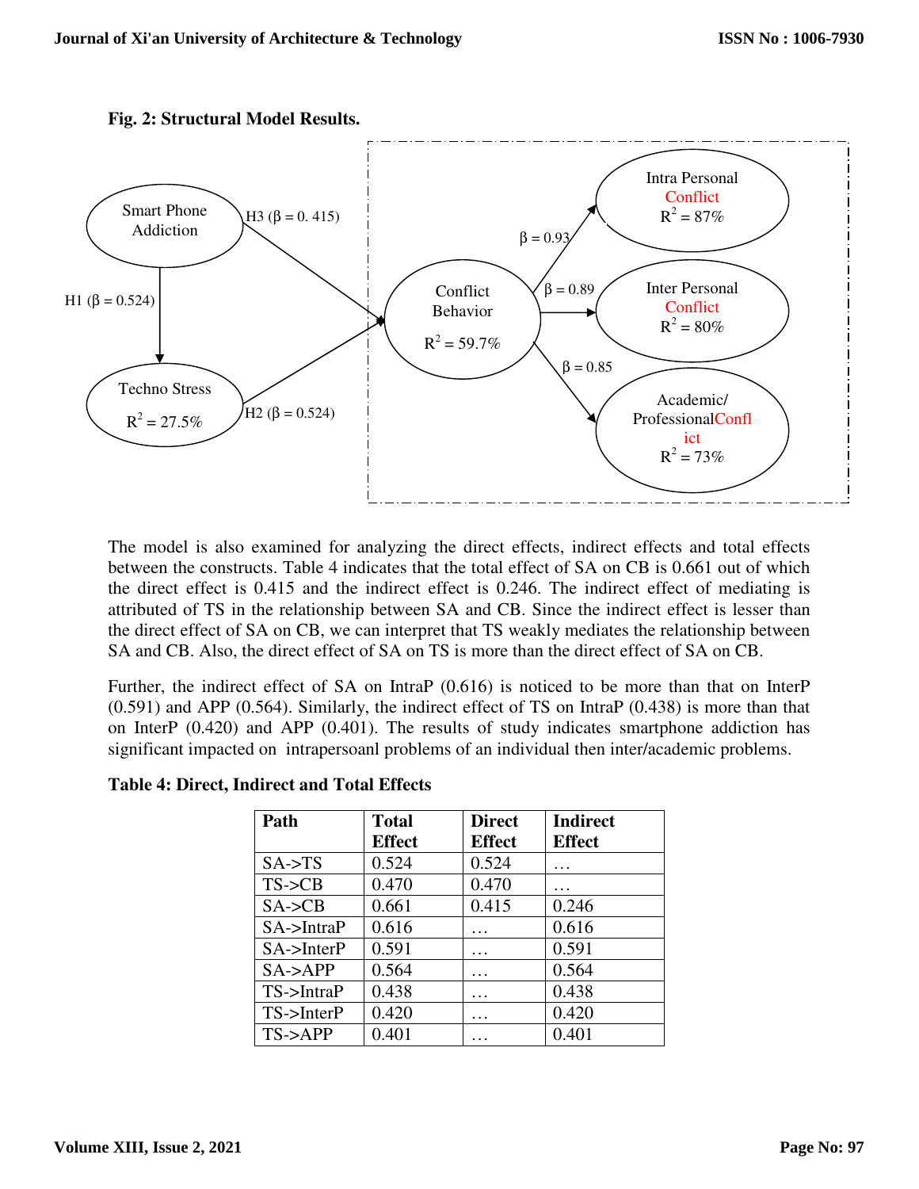**Fig. 2: Structural Model Results.**

Smart Phone Addiction

H1 (β = 0.524)

H3 (β = 0. 415)

Techno Stress

$R^2$ = 27.5%

H2 (β = 0.524)

Conflict Behavior

$R^2$ = 59.7%

β = 0.93

β = 0.89

β = 0.85

Intra Personal Conflict

$R^2$ = 87%

Inter Personal Conflict

$R^2$ = 80%

Academic/ ProfessionalConflict

$R^2$ = 73%

The model is also examined for analyzing the direct effects, indirect effects and total effects between the constructs. Table 4 indicates that the total effect of SA on CB is 0.661 out of which the direct effect is 0.415 and the indirect effect is 0.246. The indirect effect of mediating is attributed of TS in the relationship between SA and CB. Since the indirect effect is lesser than the direct effect of SA on CB, we can interpret that TS weakly mediates the relationship between SA and CB. Also, the direct effect of SA on TS is more than the direct effect of SA on CB.

Further, the indirect effect of SA on IntraP (0.616) is noticed to be more than that on InterP (0.591) and APP (0.564). Similarly, the indirect effect of TS on IntraP (0.438) is more than that on InterP (0.420) and APP (0.401). The results of study indicates smartphone addiction has significant impacted on intrapersoanl problems of an individual then inter/academic problems.

**Table 4: Direct, Indirect and Total Effects**

| Path | Total Effect | Direct Effect | Indirect Effect |
|---|---|---|---|
| SA->TS | 0.524 | 0.524 | … |
| TS->CB | 0.470 | 0.470 | … |
| SA->CB | 0.661 | 0.415 | 0.246 |
| SA->IntraP | 0.616 | … | 0.616 |
| SA->InterP | 0.591 | … | 0.591 |
| SA->APP | 0.564 | … | 0.564 |
| TS->IntraP | 0.438 | … | 0.438 |
| TS->InterP | 0.420 | … | 0.420 |
| TS->APP | 0.401 | … | 0.401 |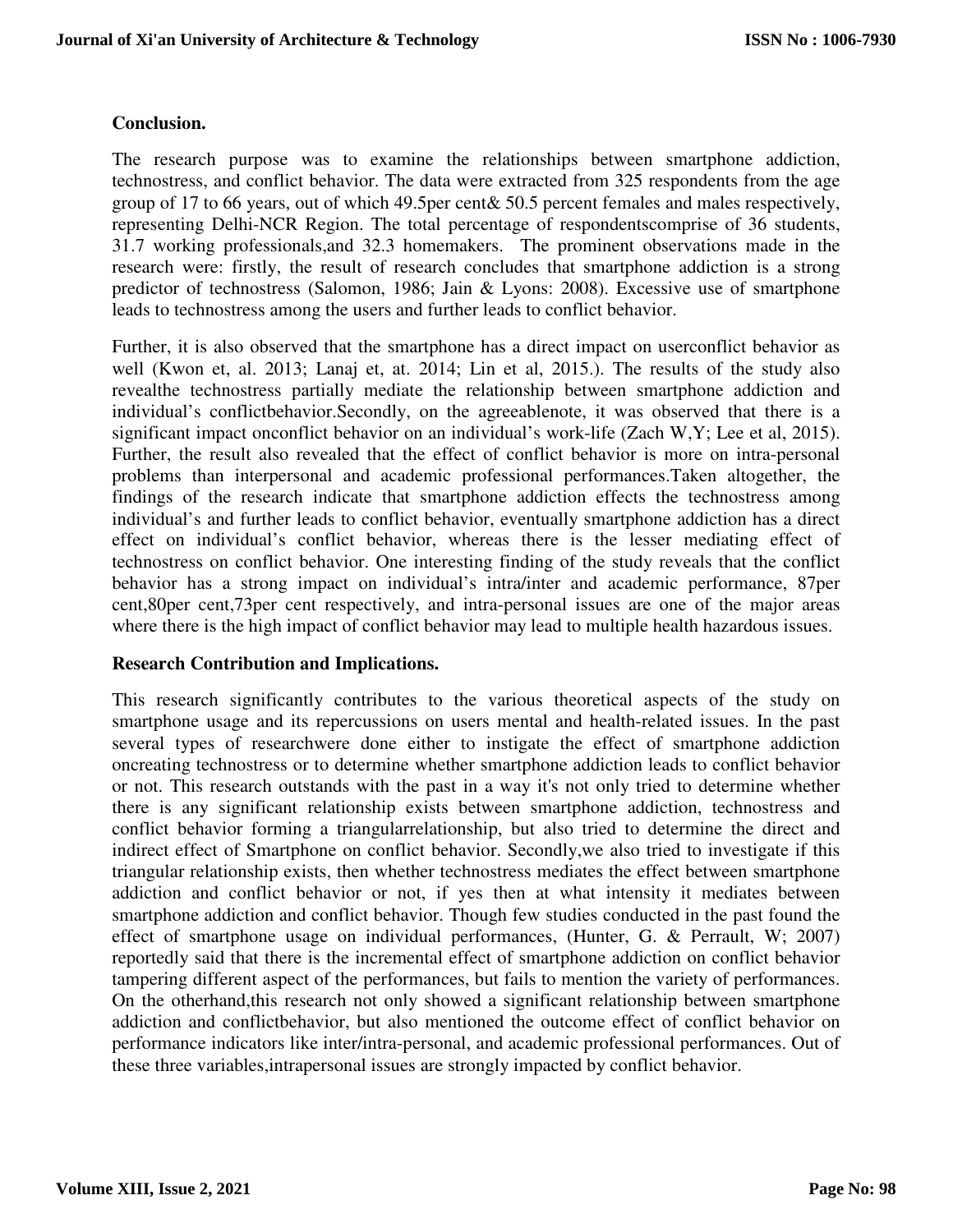**Conclusion.**

The research purpose was to examine the relationships between smartphone addiction, technostress, and conflict behavior. The data were extracted from 325 respondents from the age group of 17 to 66 years, out of which 49.5per cent& 50.5 percent females and males respectively, representing Delhi-NCR Region. The total percentage of respondentscomprise of 36 students, 31.7 working professionals,and 32.3 homemakers. The prominent observations made in the research were: firstly, the result of research concludes that smartphone addiction is a strong predictor of technostress (Salomon, 1986; Jain & Lyons: 2008). Excessive use of smartphone leads to technostress among the users and further leads to conflict behavior.

Further, it is also observed that the smartphone has a direct impact on userconflict behavior as well (Kwon et, al. 2013; Lanaj et, at. 2014; Lin et al, 2015.). The results of the study also revealthe technostress partially mediate the relationship between smartphone addiction and individual's conflictbehavior.Secondly, on the agreeablenote, it was observed that there is a significant impact onconflict behavior on an individual's work-life (Zach W,Y; Lee et al, 2015). Further, the result also revealed that the effect of conflict behavior is more on intra-personal problems than interpersonal and academic professional performances.Taken altogether, the findings of the research indicate that smartphone addiction effects the technostress among individual's and further leads to conflict behavior, eventually smartphone addiction has a direct effect on individual's conflict behavior, whereas there is the lesser mediating effect of technostress on conflict behavior. One interesting finding of the study reveals that the conflict behavior has a strong impact on individual's intra/inter and academic performance, 87per cent,80per cent,73per cent respectively, and intra-personal issues are one of the major areas where there is the high impact of conflict behavior may lead to multiple health hazardous issues.

**Research Contribution and Implications.**

This research significantly contributes to the various theoretical aspects of the study on smartphone usage and its repercussions on users mental and health-related issues. In the past several types of researchwere done either to instigate the effect of smartphone addiction oncreating technostress or to determine whether smartphone addiction leads to conflict behavior or not. This research outstands with the past in a way it's not only tried to determine whether there is any significant relationship exists between smartphone addiction, technostress and conflict behavior forming a triangularrelationship, but also tried to determine the direct and indirect effect of Smartphone on conflict behavior. Secondly,we also tried to investigate if this triangular relationship exists, then whether technostress mediates the effect between smartphone addiction and conflict behavior or not, if yes then at what intensity it mediates between smartphone addiction and conflict behavior. Though few studies conducted in the past found the effect of smartphone usage on individual performances, (Hunter, G. & Perrault, W; 2007) reportedly said that there is the incremental effect of smartphone addiction on conflict behavior tampering different aspect of the performances, but fails to mention the variety of performances. On the otherhand,this research not only showed a significant relationship between smartphone addiction and conflictbehavior, but also mentioned the outcome effect of conflict behavior on performance indicators like inter/intra-personal, and academic professional performances. Out of these three variables,intrapersonal issues are strongly impacted by conflict behavior.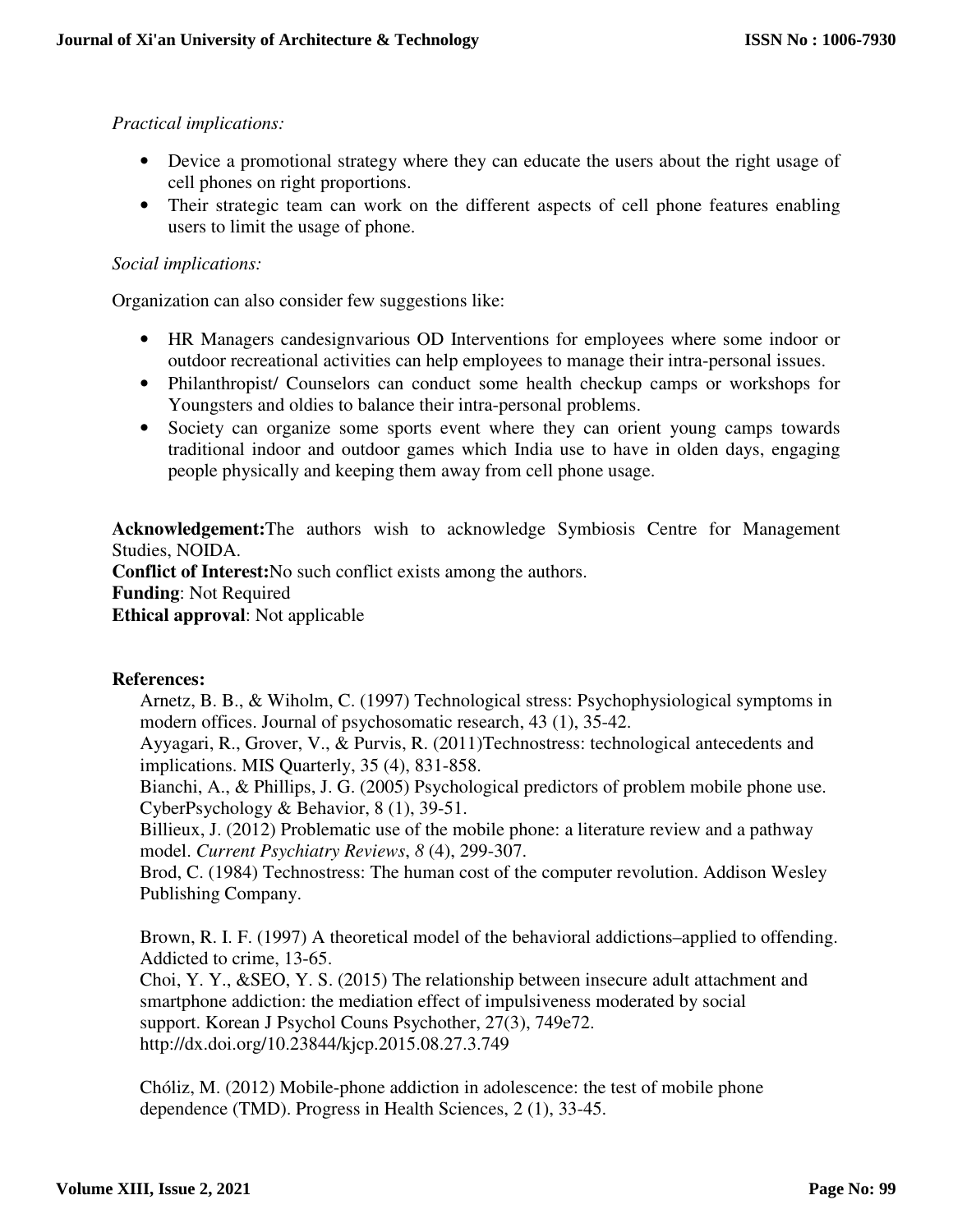*Practical implications:*

- Device a promotional strategy where they can educate the users about the right usage of cell phones on right proportions.
- Their strategic team can work on the different aspects of cell phone features enabling users to limit the usage of phone.

*Social implications:*

Organization can also consider few suggestions like:

- HR Managers candesignvarious OD Interventions for employees where some indoor or outdoor recreational activities can help employees to manage their intra-personal issues.
- Philanthropist/ Counselors can conduct some health checkup camps or workshops for Youngsters and oldies to balance their intra-personal problems.
- Society can organize some sports event where they can orient young camps towards traditional indoor and outdoor games which India use to have in olden days, engaging people physically and keeping them away from cell phone usage.

**Acknowledgement:**The authors wish to acknowledge Symbiosis Centre for Management Studies, NOIDA.
**Conflict of Interest:**No such conflict exists among the authors.
**Funding**: Not Required
**Ethical approval**: Not applicable

**References:**

Arnetz, B. B., & Wiholm, C. (1997) Technological stress: Psychophysiological symptoms in modern offices. Journal of psychosomatic research, 43 (1), 35-42.

Ayyagari, R., Grover, V., & Purvis, R. (2011)Technostress: technological antecedents and implications. MIS Quarterly, 35 (4), 831-858.

Bianchi, A., & Phillips, J. G. (2005) Psychological predictors of problem mobile phone use. CyberPsychology & Behavior, 8 (1), 39-51.

Billieux, J. (2012) Problematic use of the mobile phone: a literature review and a pathway model. *Current Psychiatry Reviews*, *8* (4), 299-307.

Brod, C. (1984) Technostress: The human cost of the computer revolution. Addison Wesley Publishing Company.

Brown, R. I. F. (1997) A theoretical model of the behavioral addictions–applied to offending. Addicted to crime, 13-65.

Choi, Y. Y., &SEO, Y. S. (2015) The relationship between insecure adult attachment and smartphone addiction: the mediation effect of impulsiveness moderated by social support. Korean J Psychol Couns Psychother, 27(3), 749e72. http://dx.doi.org/10.23844/kjcp.2015.08.27.3.749

Chóliz, M. (2012) Mobile-phone addiction in adolescence: the test of mobile phone dependence (TMD). Progress in Health Sciences, 2 (1), 33-45.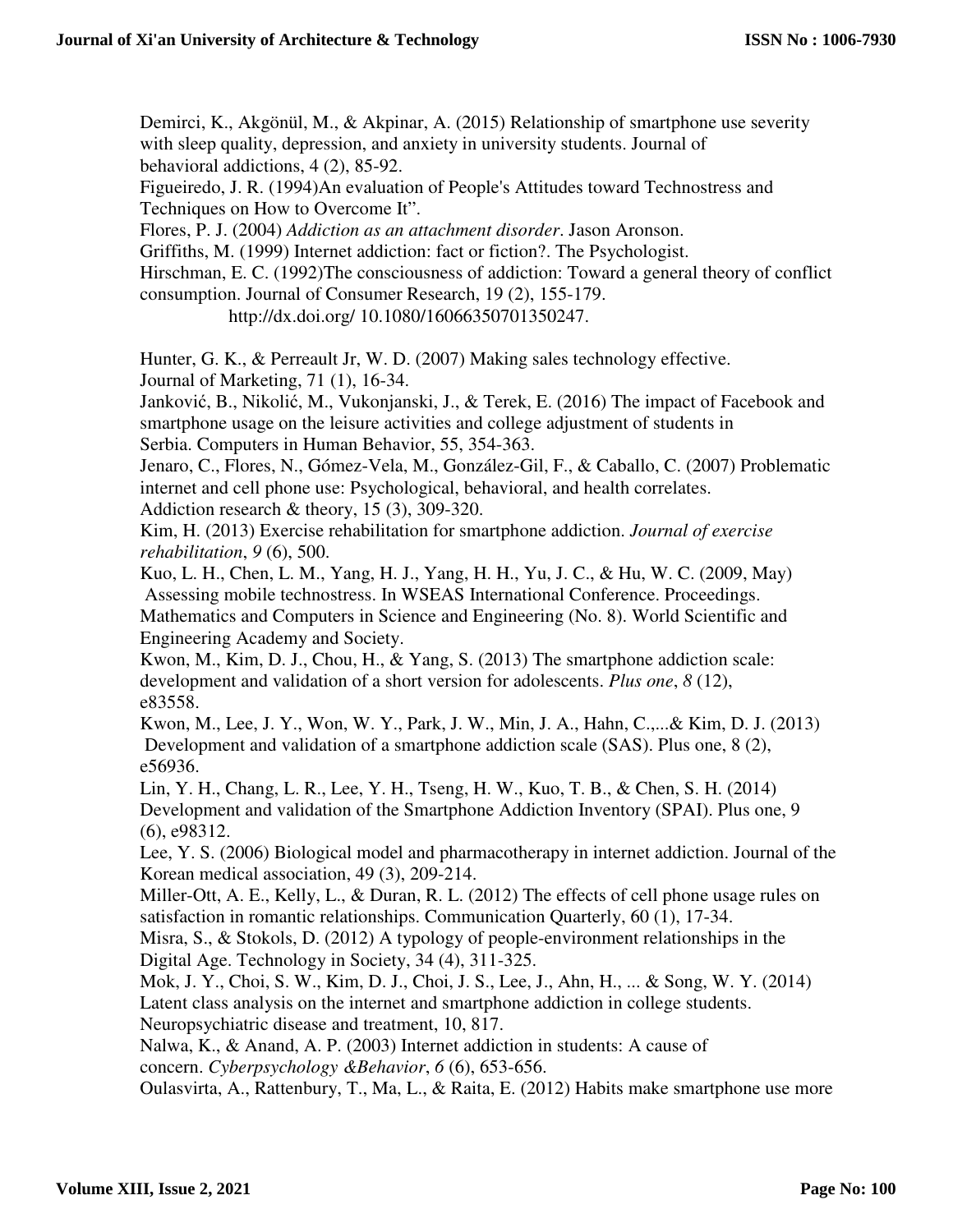Demirci, K., Akgönül, M., & Akpinar, A. (2015) Relationship of smartphone use severity with sleep quality, depression, and anxiety in university students. Journal of behavioral addictions, 4 (2), 85-92.

Figueiredo, J. R. (1994)An evaluation of People's Attitudes toward Technostress and Techniques on How to Overcome It".

Flores, P. J. (2004) *Addiction as an attachment disorder*. Jason Aronson.

Griffiths, M. (1999) Internet addiction: fact or fiction?. The Psychologist.

Hirschman, E. C. (1992)The consciousness of addiction: Toward a general theory of conflict consumption. Journal of Consumer Research, 19 (2), 155-179. http://dx.doi.org/ 10.1080/16066350701350247.

Hunter, G. K., & Perreault Jr, W. D. (2007) Making sales technology effective. Journal of Marketing, 71 (1), 16-34.

Janković, B., Nikolić, M., Vukonjanski, J., & Terek, E. (2016) The impact of Facebook and smartphone usage on the leisure activities and college adjustment of students in Serbia. Computers in Human Behavior, 55, 354-363.

Jenaro, C., Flores, N., Gómez-Vela, M., González-Gil, F., & Caballo, C. (2007) Problematic internet and cell phone use: Psychological, behavioral, and health correlates. Addiction research & theory, 15 (3), 309-320.

Kim, H. (2013) Exercise rehabilitation for smartphone addiction. *Journal of exercise rehabilitation*, *9* (6), 500.

Kuo, L. H., Chen, L. M., Yang, H. J., Yang, H. H., Yu, J. C., & Hu, W. C. (2009, May) Assessing mobile technostress. In WSEAS International Conference. Proceedings. Mathematics and Computers in Science and Engineering (No. 8). World Scientific and Engineering Academy and Society.

Kwon, M., Kim, D. J., Chou, H., & Yang, S. (2013) The smartphone addiction scale: development and validation of a short version for adolescents. *Plus one*, *8* (12), e83558.

Kwon, M., Lee, J. Y., Won, W. Y., Park, J. W., Min, J. A., Hahn, C.,...& Kim, D. J. (2013) Development and validation of a smartphone addiction scale (SAS). Plus one, 8 (2), e56936.

Lin, Y. H., Chang, L. R., Lee, Y. H., Tseng, H. W., Kuo, T. B., & Chen, S. H. (2014) Development and validation of the Smartphone Addiction Inventory (SPAI). Plus one, 9 (6), e98312.

Lee, Y. S. (2006) Biological model and pharmacotherapy in internet addiction. Journal of the Korean medical association, 49 (3), 209-214.

Miller-Ott, A. E., Kelly, L., & Duran, R. L. (2012) The effects of cell phone usage rules on satisfaction in romantic relationships. Communication Quarterly, 60 (1), 17-34.

Misra, S., & Stokols, D. (2012) A typology of people-environment relationships in the Digital Age. Technology in Society, 34 (4), 311-325.

Mok, J. Y., Choi, S. W., Kim, D. J., Choi, J. S., Lee, J., Ahn, H., ... & Song, W. Y. (2014) Latent class analysis on the internet and smartphone addiction in college students. Neuropsychiatric disease and treatment, 10, 817.

Nalwa, K., & Anand, A. P. (2003) Internet addiction in students: A cause of concern. *Cyberpsychology &Behavior*, *6* (6), 653-656.

Oulasvirta, A., Rattenbury, T., Ma, L., & Raita, E. (2012) Habits make smartphone use more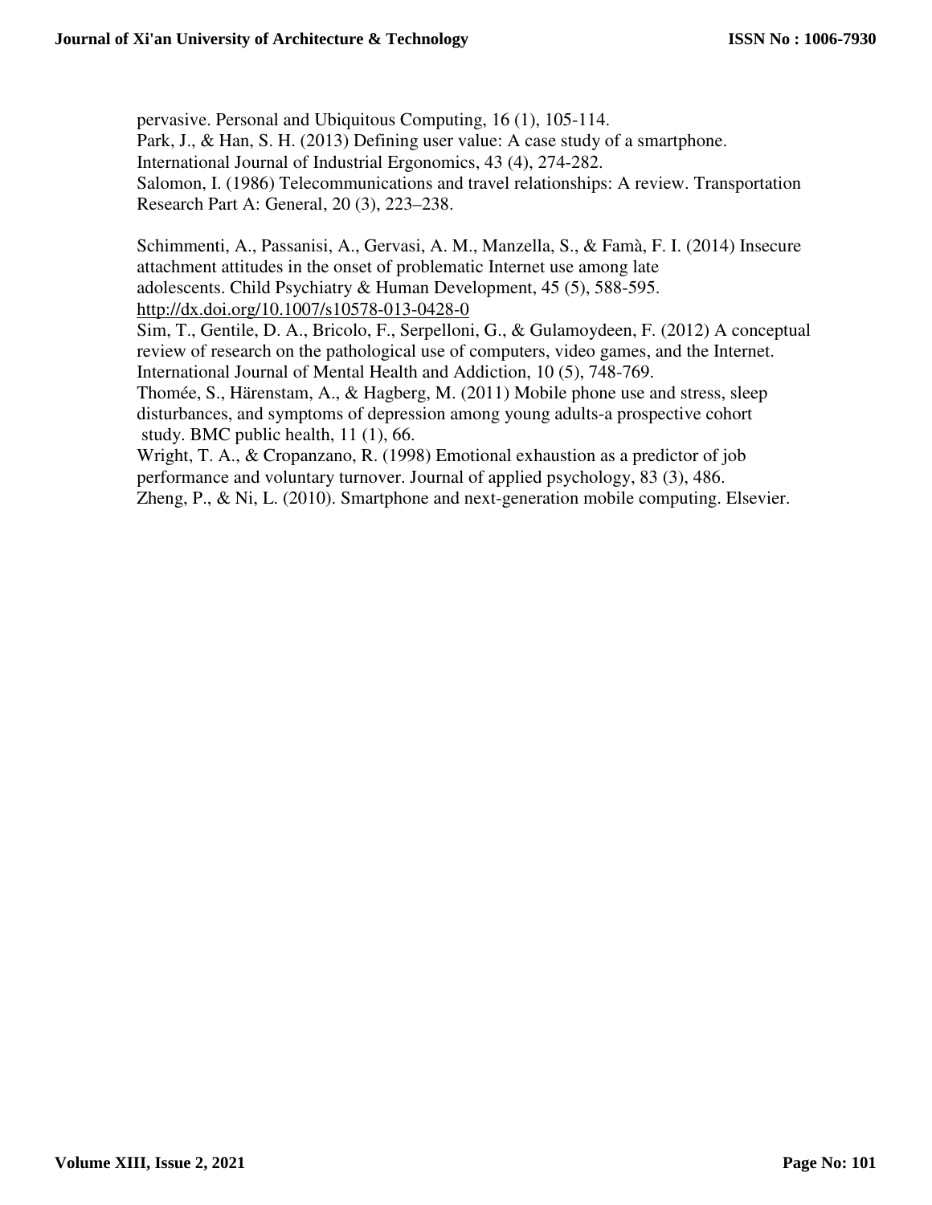pervasive. Personal and Ubiquitous Computing, 16 (1), 105-114.

Park, J., & Han, S. H. (2013) Defining user value: A case study of a smartphone. International Journal of Industrial Ergonomics, 43 (4), 274-282.

Salomon, I. (1986) Telecommunications and travel relationships: A review. Transportation Research Part A: General, 20 (3), 223–238.

Schimmenti, A., Passanisi, A., Gervasi, A. M., Manzella, S., & Famà, F. I. (2014) Insecure attachment attitudes in the onset of problematic Internet use among late adolescents. Child Psychiatry & Human Development, 45 (5), 588-595. http://dx.doi.org/10.1007/s10578-013-0428-0

Sim, T., Gentile, D. A., Bricolo, F., Serpelloni, G., & Gulamoydeen, F. (2012) A conceptual review of research on the pathological use of computers, video games, and the Internet. International Journal of Mental Health and Addiction, 10 (5), 748-769.

Thomée, S., Härenstam, A., & Hagberg, M. (2011) Mobile phone use and stress, sleep disturbances, and symptoms of depression among young adults-a prospective cohort study. BMC public health, 11 (1), 66.

Wright, T. A., & Cropanzano, R. (1998) Emotional exhaustion as a predictor of job performance and voluntary turnover. Journal of applied psychology, 83 (3), 486.

Zheng, P., & Ni, L. (2010). Smartphone and next-generation mobile computing. Elsevier.